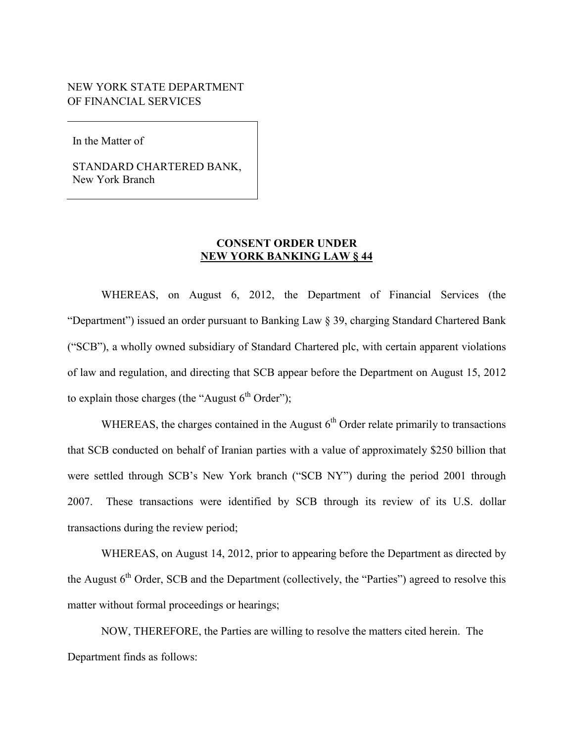NEW YORK STATE DEPARTMENT
OF FINANCIAL SERVICES

In the Matter of

STANDARD CHARTERED BANK,
New York Branch

**CONSENT ORDER UNDER**
**NEW YORK BANKING LAW § 44**

WHEREAS, on August 6, 2012, the Department of Financial Services (the "Department") issued an order pursuant to Banking Law § 39, charging Standard Chartered Bank ("SCB"), a wholly owned subsidiary of Standard Chartered plc, with certain apparent violations of law and regulation, and directing that SCB appear before the Department on August 15, 2012 to explain those charges (the "August 6th Order");

WHEREAS, the charges contained in the August 6th Order relate primarily to transactions that SCB conducted on behalf of Iranian parties with a value of approximately $250 billion that were settled through SCB's New York branch ("SCB NY") during the period 2001 through 2007. These transactions were identified by SCB through its review of its U.S. dollar transactions during the review period;

WHEREAS, on August 14, 2012, prior to appearing before the Department as directed by the August 6th Order, SCB and the Department (collectively, the "Parties") agreed to resolve this matter without formal proceedings or hearings;

NOW, THEREFORE, the Parties are willing to resolve the matters cited herein. The Department finds as follows: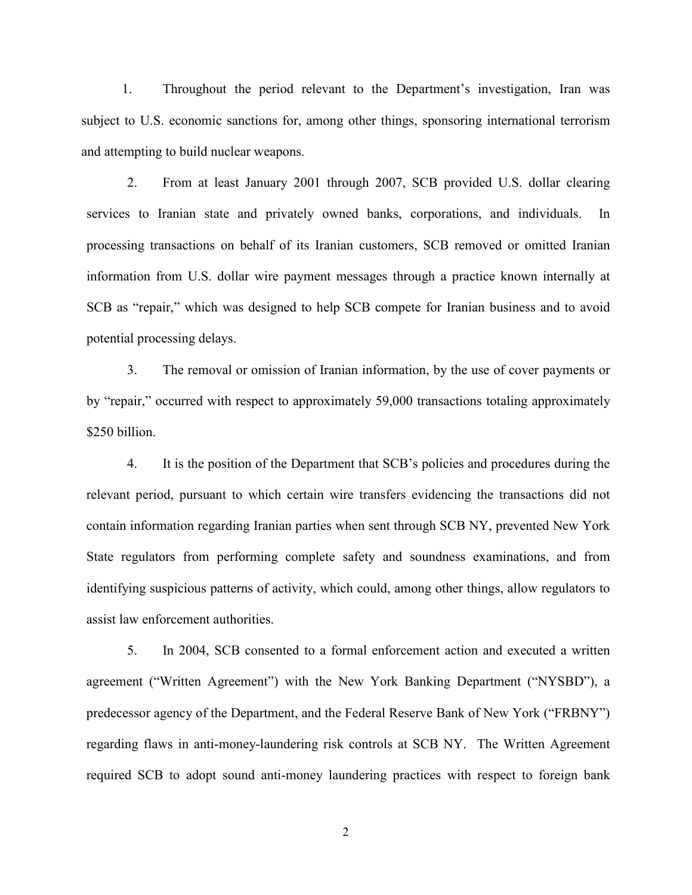1. Throughout the period relevant to the Department's investigation, Iran was subject to U.S. economic sanctions for, among other things, sponsoring international terrorism and attempting to build nuclear weapons.

2. From at least January 2001 through 2007, SCB provided U.S. dollar clearing services to Iranian state and privately owned banks, corporations, and individuals. In processing transactions on behalf of its Iranian customers, SCB removed or omitted Iranian information from U.S. dollar wire payment messages through a practice known internally at SCB as "repair," which was designed to help SCB compete for Iranian business and to avoid potential processing delays.

3. The removal or omission of Iranian information, by the use of cover payments or by "repair," occurred with respect to approximately 59,000 transactions totaling approximately $250 billion.

4. It is the position of the Department that SCB's policies and procedures during the relevant period, pursuant to which certain wire transfers evidencing the transactions did not contain information regarding Iranian parties when sent through SCB NY, prevented New York State regulators from performing complete safety and soundness examinations, and from identifying suspicious patterns of activity, which could, among other things, allow regulators to assist law enforcement authorities.

5. In 2004, SCB consented to a formal enforcement action and executed a written agreement ("Written Agreement") with the New York Banking Department ("NYSBD"), a predecessor agency of the Department, and the Federal Reserve Bank of New York ("FRBNY") regarding flaws in anti-money-laundering risk controls at SCB NY. The Written Agreement required SCB to adopt sound anti-money laundering practices with respect to foreign bank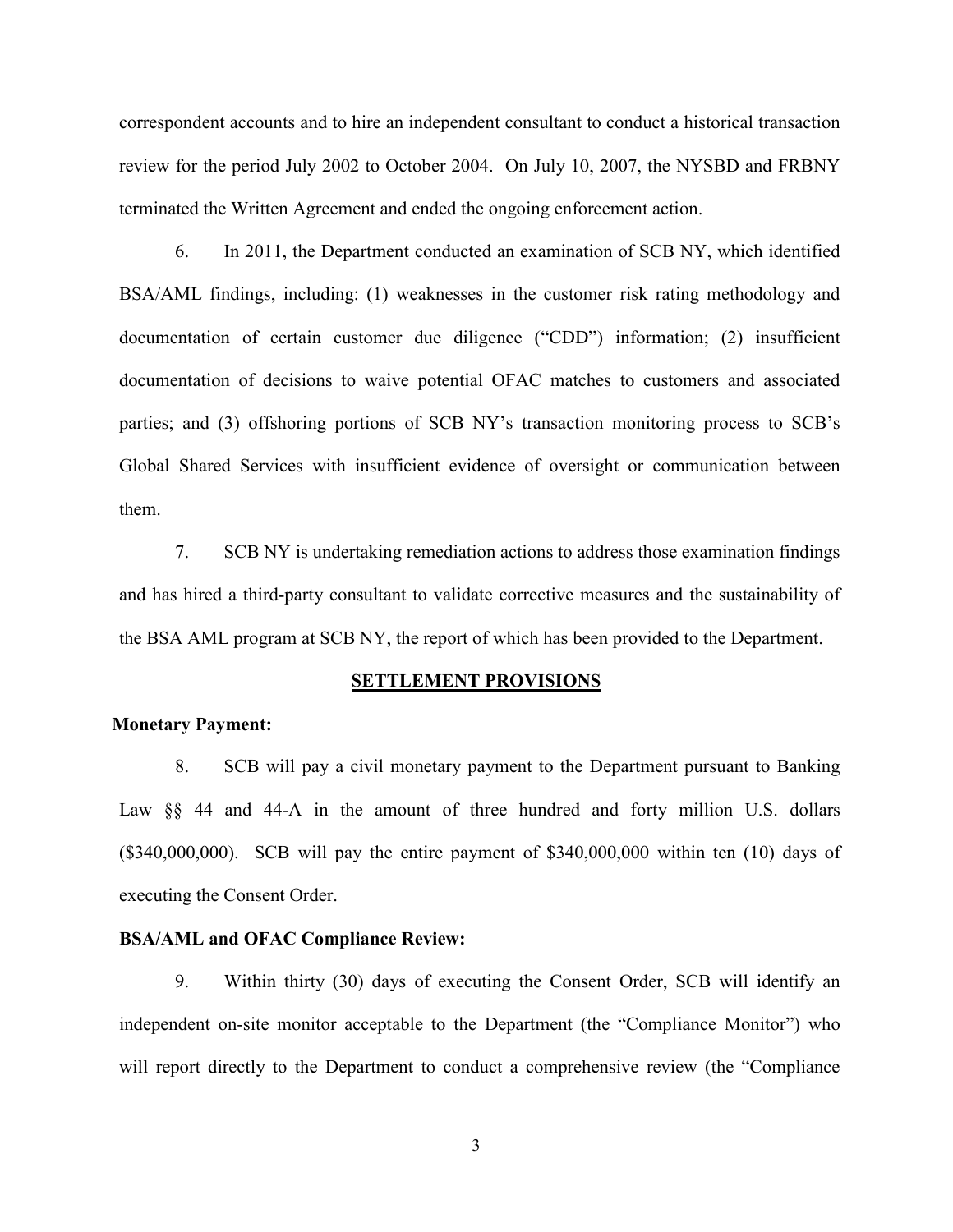correspondent accounts and to hire an independent consultant to conduct a historical transaction review for the period July 2002 to October 2004. On July 10, 2007, the NYSBD and FRBNY terminated the Written Agreement and ended the ongoing enforcement action.

6. In 2011, the Department conducted an examination of SCB NY, which identified BSA/AML findings, including: (1) weaknesses in the customer risk rating methodology and documentation of certain customer due diligence ("CDD") information; (2) insufficient documentation of decisions to waive potential OFAC matches to customers and associated parties; and (3) offshoring portions of SCB NY's transaction monitoring process to SCB's Global Shared Services with insufficient evidence of oversight or communication between them.

7. SCB NY is undertaking remediation actions to address those examination findings and has hired a third-party consultant to validate corrective measures and the sustainability of the BSA AML program at SCB NY, the report of which has been provided to the Department.

## SETTLEMENT PROVISIONS

**Monetary Payment:**

8. SCB will pay a civil monetary payment to the Department pursuant to Banking Law §§ 44 and 44-A in the amount of three hundred and forty million U.S. dollars ($340,000,000). SCB will pay the entire payment of $340,000,000 within ten (10) days of executing the Consent Order.

**BSA/AML and OFAC Compliance Review:**

9. Within thirty (30) days of executing the Consent Order, SCB will identify an independent on-site monitor acceptable to the Department (the "Compliance Monitor") who will report directly to the Department to conduct a comprehensive review (the "Compliance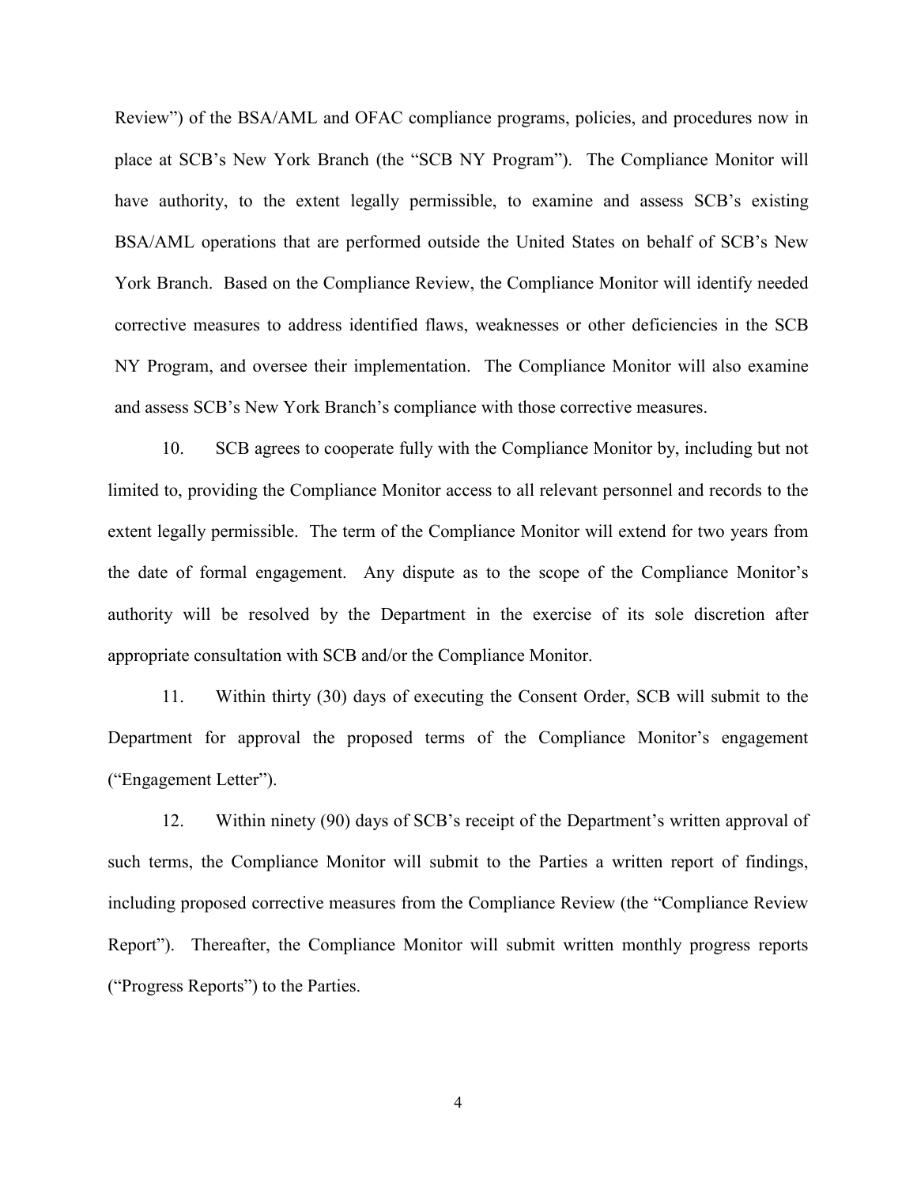Review") of the BSA/AML and OFAC compliance programs, policies, and procedures now in place at SCB's New York Branch (the "SCB NY Program"). The Compliance Monitor will have authority, to the extent legally permissible, to examine and assess SCB's existing BSA/AML operations that are performed outside the United States on behalf of SCB's New York Branch. Based on the Compliance Review, the Compliance Monitor will identify needed corrective measures to address identified flaws, weaknesses or other deficiencies in the SCB NY Program, and oversee their implementation. The Compliance Monitor will also examine and assess SCB's New York Branch's compliance with those corrective measures.

10. SCB agrees to cooperate fully with the Compliance Monitor by, including but not limited to, providing the Compliance Monitor access to all relevant personnel and records to the extent legally permissible. The term of the Compliance Monitor will extend for two years from the date of formal engagement. Any dispute as to the scope of the Compliance Monitor's authority will be resolved by the Department in the exercise of its sole discretion after appropriate consultation with SCB and/or the Compliance Monitor.

11. Within thirty (30) days of executing the Consent Order, SCB will submit to the Department for approval the proposed terms of the Compliance Monitor's engagement ("Engagement Letter").

12. Within ninety (90) days of SCB's receipt of the Department's written approval of such terms, the Compliance Monitor will submit to the Parties a written report of findings, including proposed corrective measures from the Compliance Review (the "Compliance Review Report"). Thereafter, the Compliance Monitor will submit written monthly progress reports ("Progress Reports") to the Parties.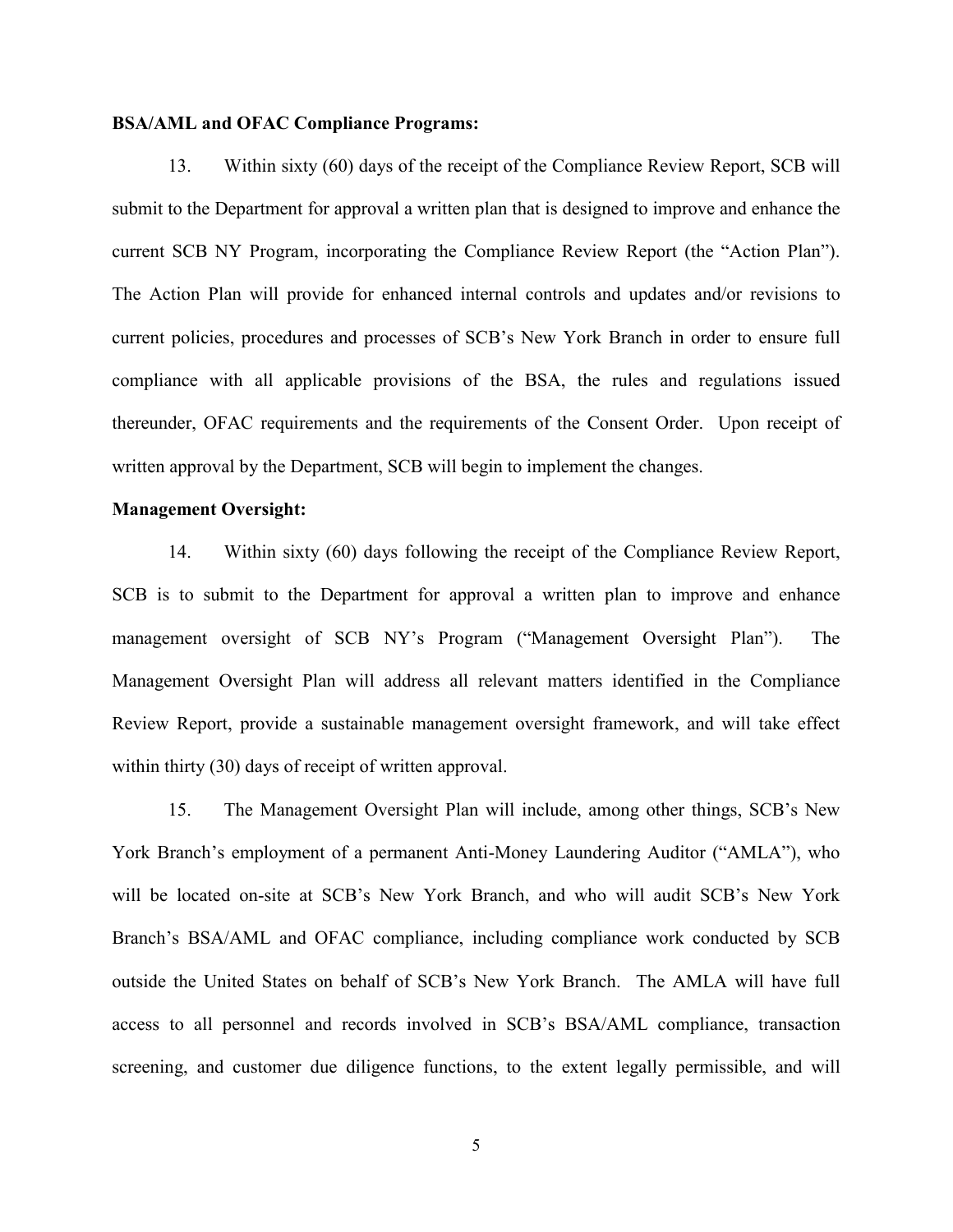**BSA/AML and OFAC Compliance Programs:**

13. Within sixty (60) days of the receipt of the Compliance Review Report, SCB will submit to the Department for approval a written plan that is designed to improve and enhance the current SCB NY Program, incorporating the Compliance Review Report (the "Action Plan"). The Action Plan will provide for enhanced internal controls and updates and/or revisions to current policies, procedures and processes of SCB's New York Branch in order to ensure full compliance with all applicable provisions of the BSA, the rules and regulations issued thereunder, OFAC requirements and the requirements of the Consent Order. Upon receipt of written approval by the Department, SCB will begin to implement the changes.

**Management Oversight:**

14. Within sixty (60) days following the receipt of the Compliance Review Report, SCB is to submit to the Department for approval a written plan to improve and enhance management oversight of SCB NY's Program ("Management Oversight Plan"). The Management Oversight Plan will address all relevant matters identified in the Compliance Review Report, provide a sustainable management oversight framework, and will take effect within thirty (30) days of receipt of written approval.

15. The Management Oversight Plan will include, among other things, SCB's New York Branch's employment of a permanent Anti-Money Laundering Auditor ("AMLA"), who will be located on-site at SCB's New York Branch, and who will audit SCB's New York Branch's BSA/AML and OFAC compliance, including compliance work conducted by SCB outside the United States on behalf of SCB's New York Branch. The AMLA will have full access to all personnel and records involved in SCB's BSA/AML compliance, transaction screening, and customer due diligence functions, to the extent legally permissible, and will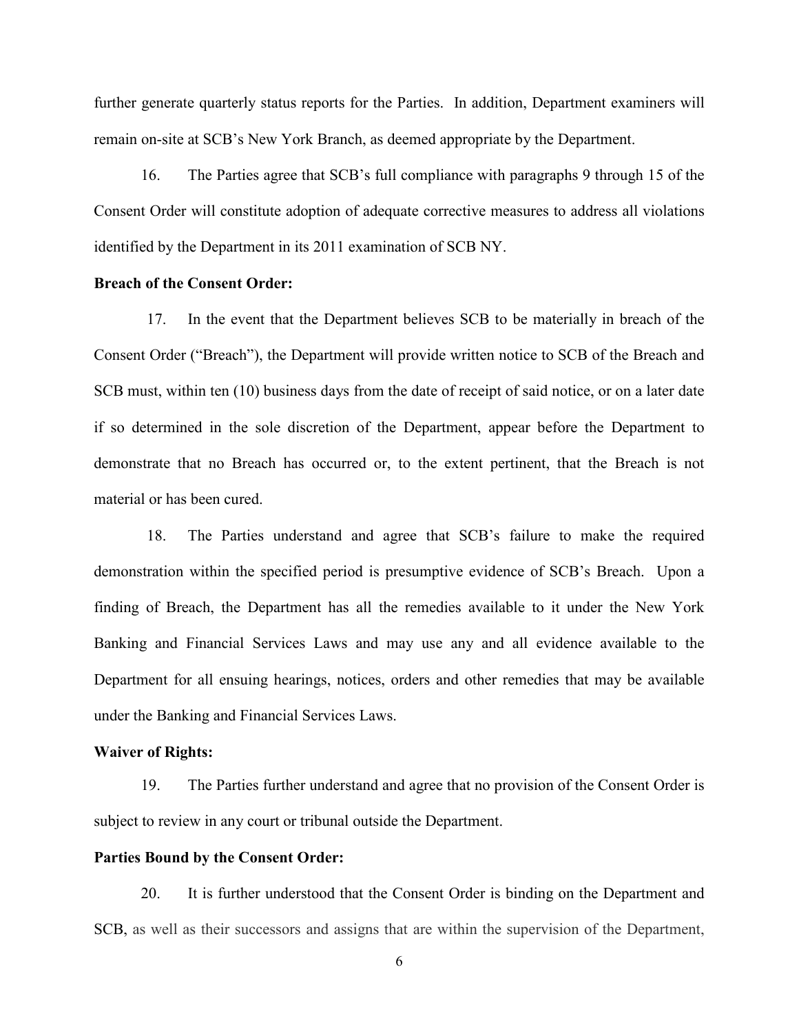further generate quarterly status reports for the Parties. In addition, Department examiners will remain on-site at SCB's New York Branch, as deemed appropriate by the Department.

16. The Parties agree that SCB's full compliance with paragraphs 9 through 15 of the Consent Order will constitute adoption of adequate corrective measures to address all violations identified by the Department in its 2011 examination of SCB NY.

**Breach of the Consent Order:**

17. In the event that the Department believes SCB to be materially in breach of the Consent Order ("Breach"), the Department will provide written notice to SCB of the Breach and SCB must, within ten (10) business days from the date of receipt of said notice, or on a later date if so determined in the sole discretion of the Department, appear before the Department to demonstrate that no Breach has occurred or, to the extent pertinent, that the Breach is not material or has been cured.

18. The Parties understand and agree that SCB's failure to make the required demonstration within the specified period is presumptive evidence of SCB's Breach. Upon a finding of Breach, the Department has all the remedies available to it under the New York Banking and Financial Services Laws and may use any and all evidence available to the Department for all ensuing hearings, notices, orders and other remedies that may be available under the Banking and Financial Services Laws.

**Waiver of Rights:**

19. The Parties further understand and agree that no provision of the Consent Order is subject to review in any court or tribunal outside the Department.

**Parties Bound by the Consent Order:**

20. It is further understood that the Consent Order is binding on the Department and SCB, as well as their successors and assigns that are within the supervision of the Department,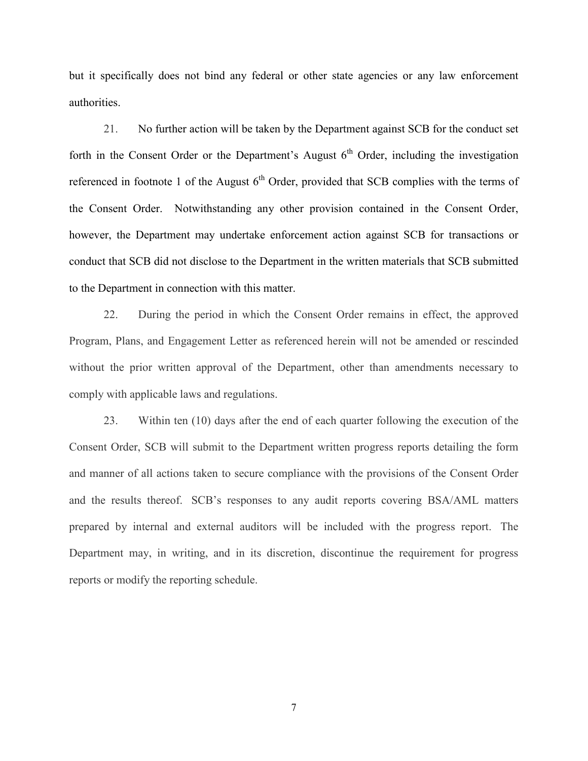but it specifically does not bind any federal or other state agencies or any law enforcement authorities.

21. No further action will be taken by the Department against SCB for the conduct set forth in the Consent Order or the Department's August 6th Order, including the investigation referenced in footnote 1 of the August 6th Order, provided that SCB complies with the terms of the Consent Order. Notwithstanding any other provision contained in the Consent Order, however, the Department may undertake enforcement action against SCB for transactions or conduct that SCB did not disclose to the Department in the written materials that SCB submitted to the Department in connection with this matter.

22. During the period in which the Consent Order remains in effect, the approved Program, Plans, and Engagement Letter as referenced herein will not be amended or rescinded without the prior written approval of the Department, other than amendments necessary to comply with applicable laws and regulations.

23. Within ten (10) days after the end of each quarter following the execution of the Consent Order, SCB will submit to the Department written progress reports detailing the form and manner of all actions taken to secure compliance with the provisions of the Consent Order and the results thereof. SCB's responses to any audit reports covering BSA/AML matters prepared by internal and external auditors will be included with the progress report. The Department may, in writing, and in its discretion, discontinue the requirement for progress reports or modify the reporting schedule.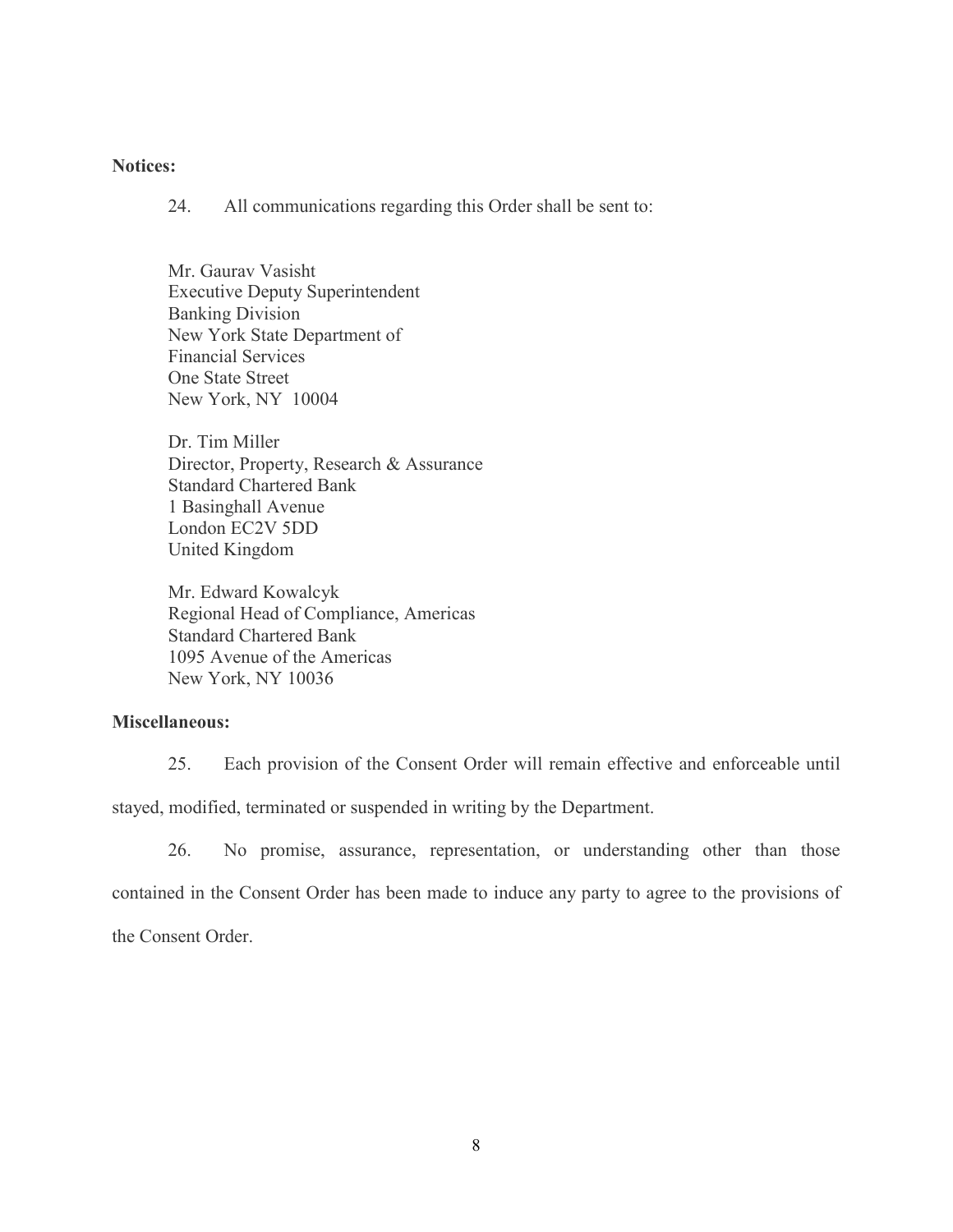**Notices:**

24. All communications regarding this Order shall be sent to:

Mr. Gaurav Vasisht
Executive Deputy Superintendent
Banking Division
New York State Department of
Financial Services
One State Street
New York, NY 10004

Dr. Tim Miller
Director, Property, Research & Assurance
Standard Chartered Bank
1 Basinghall Avenue
London EC2V 5DD
United Kingdom

Mr. Edward Kowalcyk
Regional Head of Compliance, Americas
Standard Chartered Bank
1095 Avenue of the Americas
New York, NY 10036

**Miscellaneous:**

25. Each provision of the Consent Order will remain effective and enforceable until stayed, modified, terminated or suspended in writing by the Department.

26. No promise, assurance, representation, or understanding other than those contained in the Consent Order has been made to induce any party to agree to the provisions of the Consent Order.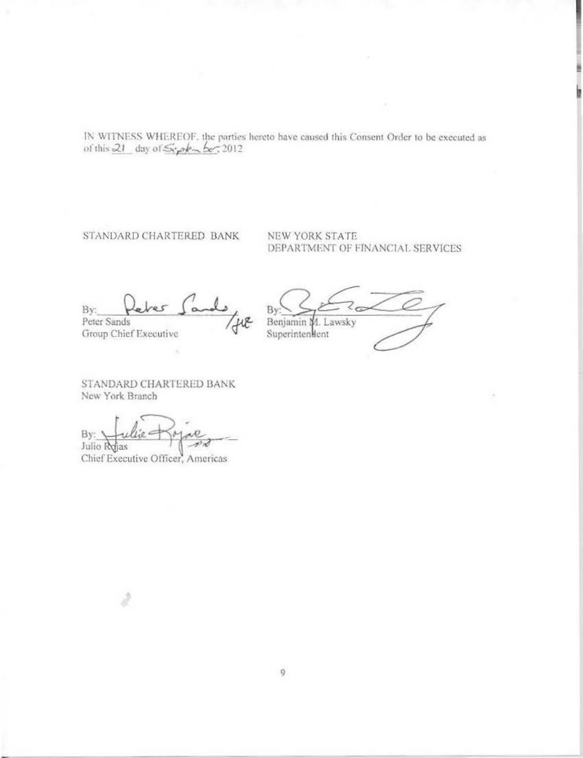IN WITNESS WHEREOF, the parties hereto have caused this Consent Order to be executed as of this 21 day of September, 2012

STANDARD CHARTERED BANK

By: Peter Sands /JLR
Peter Sands
Group Chief Executive

NEW YORK STATE
DEPARTMENT OF FINANCIAL SERVICES

By: 
Benjamin M. Lawsky
Superintendent

STANDARD CHARTERED BANK
New York Branch

By: Julio Rojas
Julio Rojas
Chief Executive Officer, Americas